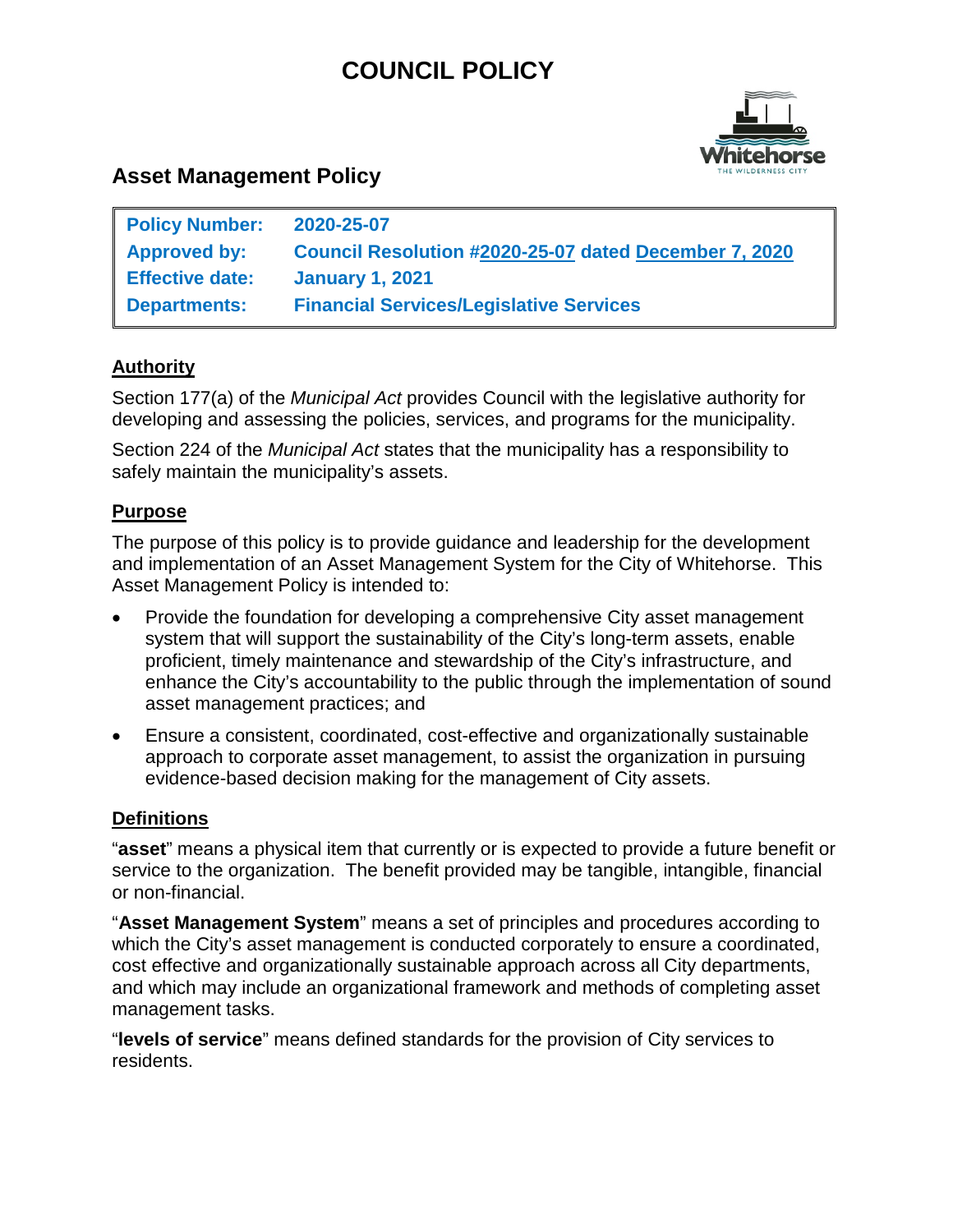# COUNCIL POLICY

## Asset Management Policy

| | |
|---|---|
| **Policy Number:** | **2020-25-07** |
| **Approved by:** | **Council Resolution #2020-25-07 dated December 7, 2020** |
| **Effective date:** | **January 1, 2021** |
| **Departments:** | **Financial Services/Legislative Services** |

### Authority

Section 177(a) of the *Municipal Act* provides Council with the legislative authority for developing and assessing the policies, services, and programs for the municipality.

Section 224 of the *Municipal Act* states that the municipality has a responsibility to safely maintain the municipality's assets.

### Purpose

The purpose of this policy is to provide guidance and leadership for the development and implementation of an Asset Management System for the City of Whitehorse. This Asset Management Policy is intended to:

- Provide the foundation for developing a comprehensive City asset management system that will support the sustainability of the City's long-term assets, enable proficient, timely maintenance and stewardship of the City's infrastructure, and enhance the City's accountability to the public through the implementation of sound asset management practices; and
- Ensure a consistent, coordinated, cost-effective and organizationally sustainable approach to corporate asset management, to assist the organization in pursuing evidence-based decision making for the management of City assets.

### Definitions

"**asset**" means a physical item that currently or is expected to provide a future benefit or service to the organization. The benefit provided may be tangible, intangible, financial or non-financial.

"**Asset Management System**" means a set of principles and procedures according to which the City's asset management is conducted corporately to ensure a coordinated, cost effective and organizationally sustainable approach across all City departments, and which may include an organizational framework and methods of completing asset management tasks.

"**levels of service**" means defined standards for the provision of City services to residents.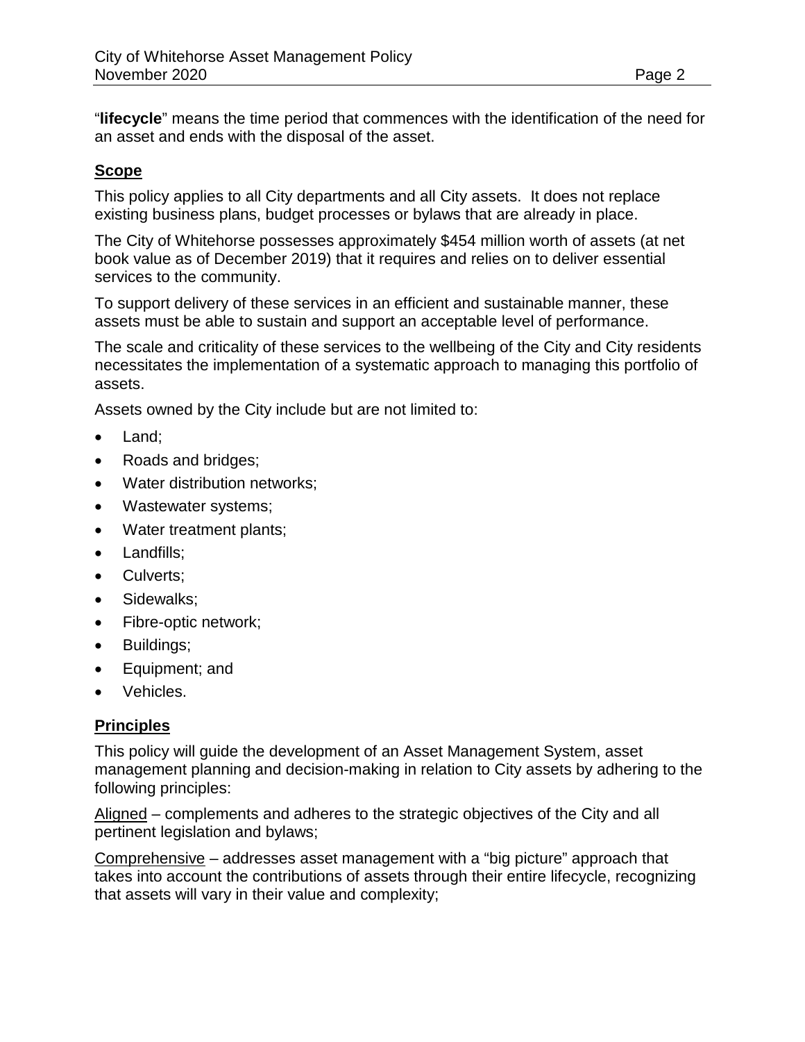"**lifecycle**" means the time period that commences with the identification of the need for an asset and ends with the disposal of the asset.

## Scope

This policy applies to all City departments and all City assets. It does not replace existing business plans, budget processes or bylaws that are already in place.

The City of Whitehorse possesses approximately $454 million worth of assets (at net book value as of December 2019) that it requires and relies on to deliver essential services to the community.

To support delivery of these services in an efficient and sustainable manner, these assets must be able to sustain and support an acceptable level of performance.

The scale and criticality of these services to the wellbeing of the City and City residents necessitates the implementation of a systematic approach to managing this portfolio of assets.

Assets owned by the City include but are not limited to:

- Land;
- Roads and bridges;
- Water distribution networks;
- Wastewater systems;
- Water treatment plants;
- Landfills;
- Culverts;
- Sidewalks;
- Fibre-optic network;
- Buildings;
- Equipment; and
- Vehicles.

## Principles

This policy will guide the development of an Asset Management System, asset management planning and decision-making in relation to City assets by adhering to the following principles:

<u>Aligned</u> – complements and adheres to the strategic objectives of the City and all pertinent legislation and bylaws;

<u>Comprehensive</u> – addresses asset management with a "big picture" approach that takes into account the contributions of assets through their entire lifecycle, recognizing that assets will vary in their value and complexity;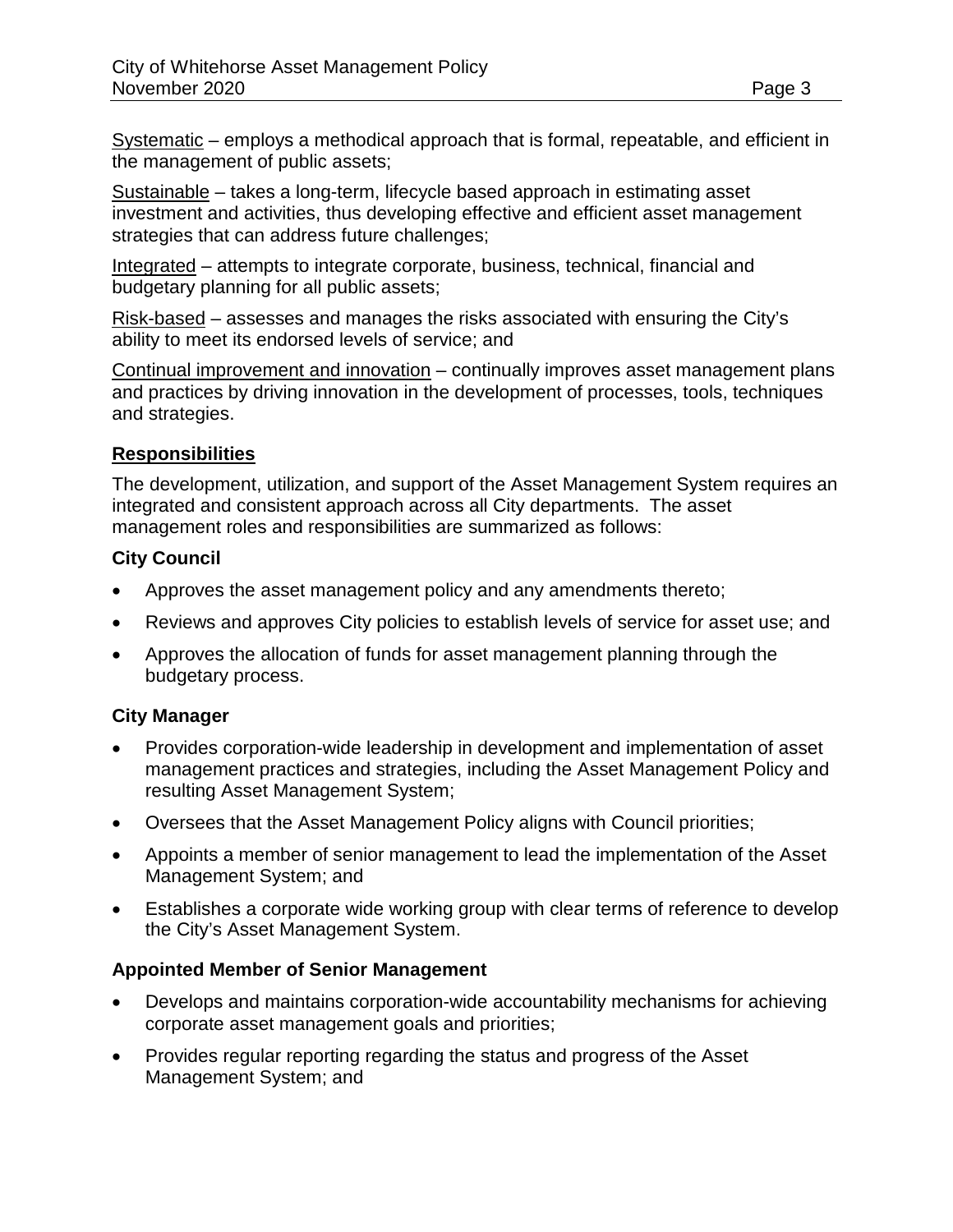Systematic – employs a methodical approach that is formal, repeatable, and efficient in the management of public assets;

Sustainable – takes a long-term, lifecycle based approach in estimating asset investment and activities, thus developing effective and efficient asset management strategies that can address future challenges;

Integrated – attempts to integrate corporate, business, technical, financial and budgetary planning for all public assets;

Risk-based – assesses and manages the risks associated with ensuring the City's ability to meet its endorsed levels of service; and

Continual improvement and innovation – continually improves asset management plans and practices by driving innovation in the development of processes, tools, techniques and strategies.

## Responsibilities

The development, utilization, and support of the Asset Management System requires an integrated and consistent approach across all City departments. The asset management roles and responsibilities are summarized as follows:

### City Council

- Approves the asset management policy and any amendments thereto;
- Reviews and approves City policies to establish levels of service for asset use; and
- Approves the allocation of funds for asset management planning through the budgetary process.

### City Manager

- Provides corporation-wide leadership in development and implementation of asset management practices and strategies, including the Asset Management Policy and resulting Asset Management System;
- Oversees that the Asset Management Policy aligns with Council priorities;
- Appoints a member of senior management to lead the implementation of the Asset Management System; and
- Establishes a corporate wide working group with clear terms of reference to develop the City's Asset Management System.

### Appointed Member of Senior Management

- Develops and maintains corporation-wide accountability mechanisms for achieving corporate asset management goals and priorities;
- Provides regular reporting regarding the status and progress of the Asset Management System; and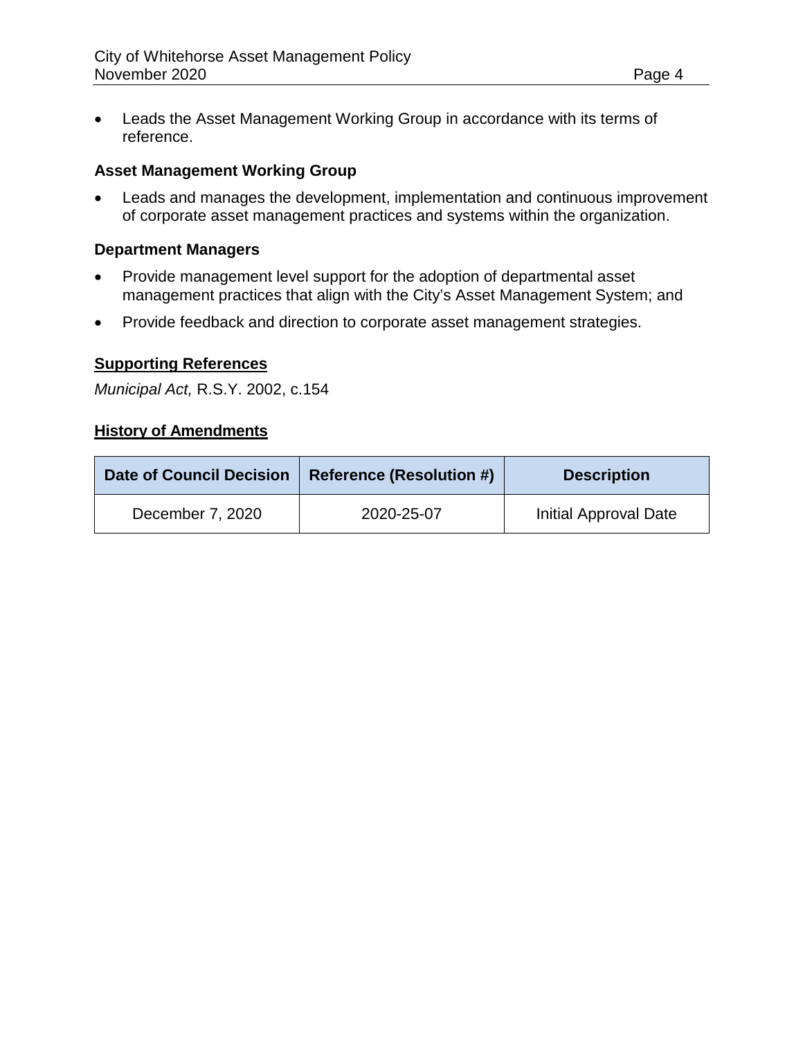- Leads the Asset Management Working Group in accordance with its terms of reference.

**Asset Management Working Group**

- Leads and manages the development, implementation and continuous improvement of corporate asset management practices and systems within the organization.

**Department Managers**

- Provide management level support for the adoption of departmental asset management practices that align with the City's Asset Management System; and
- Provide feedback and direction to corporate asset management strategies.

## Supporting References

*Municipal Act,* R.S.Y. 2002, c.154

## History of Amendments

| Date of Council Decision | Reference (Resolution #) | Description |
|---|---|---|
| December 7, 2020 | 2020-25-07 | Initial Approval Date |